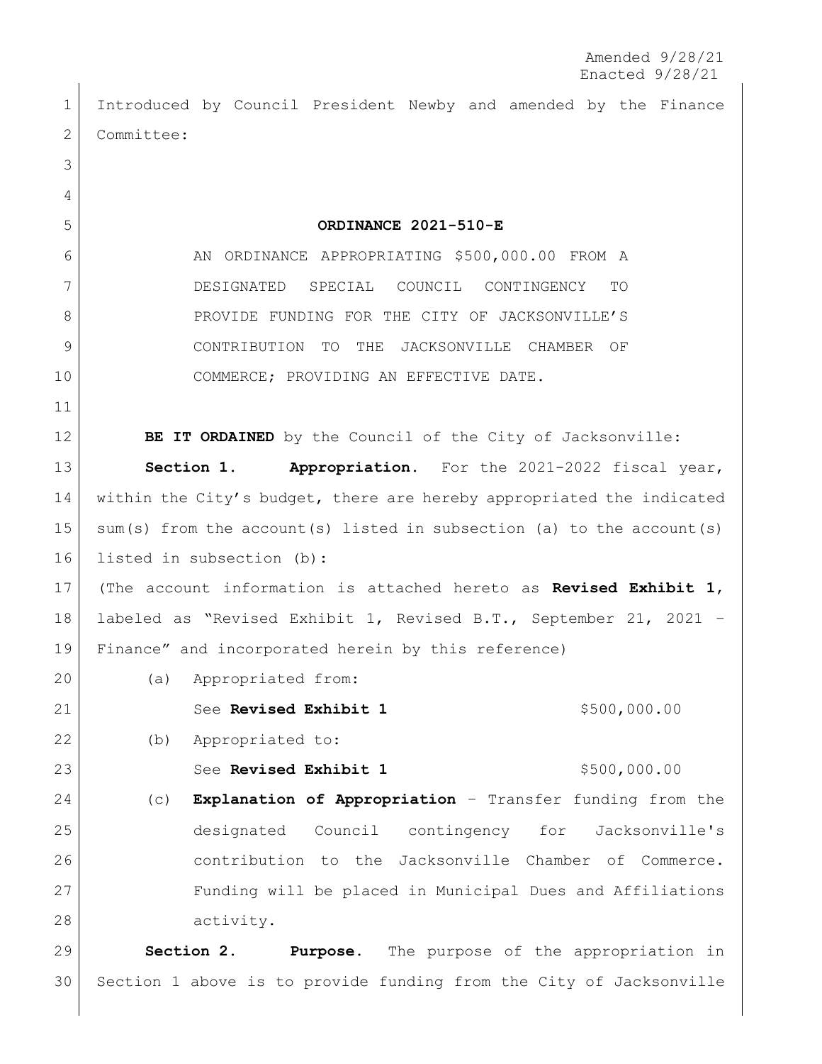Amended 9/28/21
Enacted 9/28/21

Introduced by Council President Newby and amended by the Finance Committee:

# ORDINANCE 2021-510-E

AN ORDINANCE APPROPRIATING $500,000.00 FROM A DESIGNATED SPECIAL COUNCIL CONTINGENCY TO PROVIDE FUNDING FOR THE CITY OF JACKSONVILLE'S CONTRIBUTION TO THE JACKSONVILLE CHAMBER OF COMMERCE; PROVIDING AN EFFECTIVE DATE.

**BE IT ORDAINED** by the Council of the City of Jacksonville:

**Section 1. Appropriation.** For the 2021-2022 fiscal year, within the City's budget, there are hereby appropriated the indicated sum(s) from the account(s) listed in subsection (a) to the account(s) listed in subsection (b):

(The account information is attached hereto as **Revised Exhibit 1**, labeled as "Revised Exhibit 1, Revised B.T., September 21, 2021 – Finance" and incorporated herein by this reference)

(a) Appropriated from:

See **Revised Exhibit 1** $500,000.00

(b) Appropriated to:

See **Revised Exhibit 1** $500,000.00

(c) **Explanation of Appropriation** – Transfer funding from the designated Council contingency for Jacksonville's contribution to the Jacksonville Chamber of Commerce. Funding will be placed in Municipal Dues and Affiliations activity.

**Section 2. Purpose.** The purpose of the appropriation in Section 1 above is to provide funding from the City of Jacksonville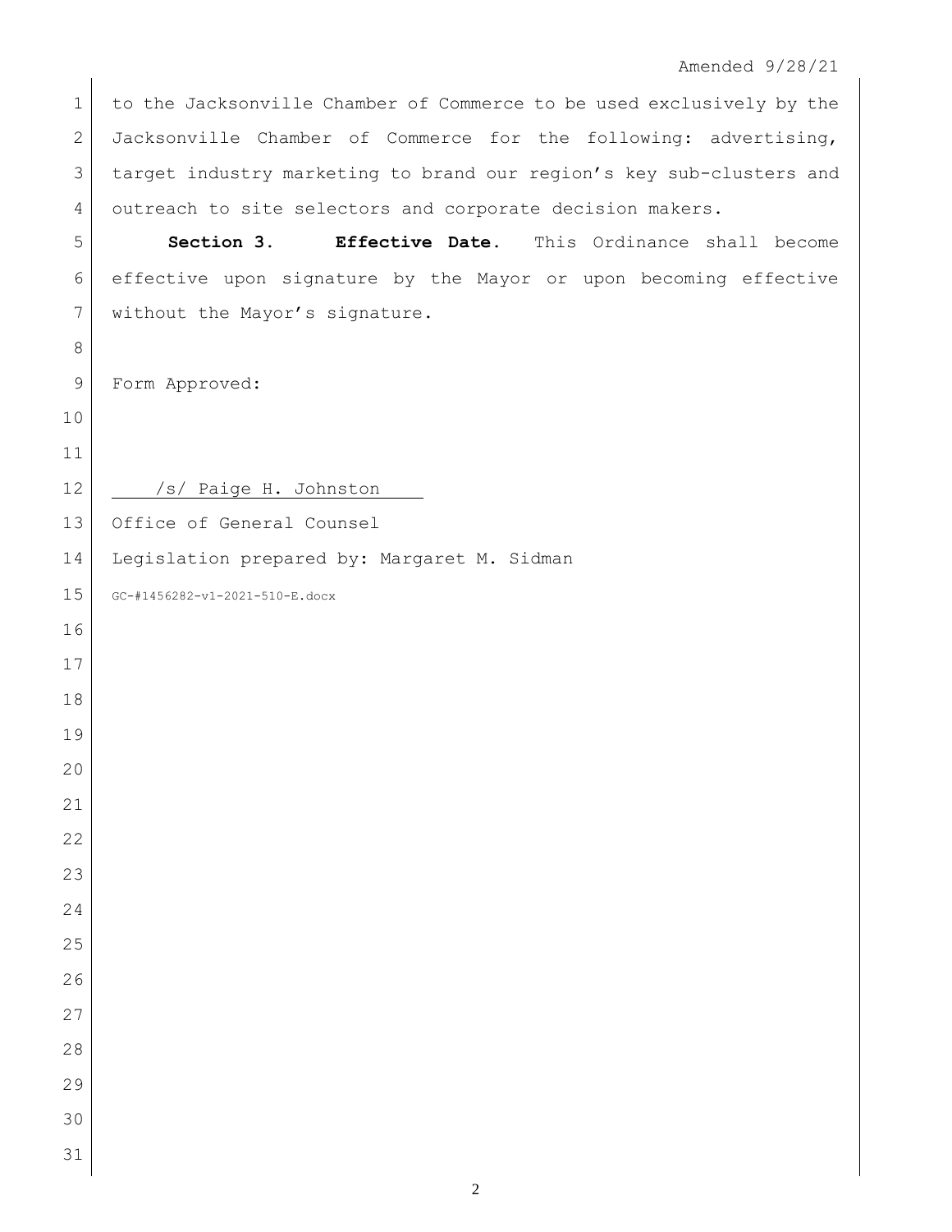to the Jacksonville Chamber of Commerce to be used exclusively by the Jacksonville Chamber of Commerce for the following: advertising, target industry marketing to brand our region's key sub-clusters and outreach to site selectors and corporate decision makers.

**Section 3. Effective Date.** This Ordinance shall become effective upon signature by the Mayor or upon becoming effective without the Mayor's signature.

Form Approved:

/s/ Paige H. Johnston

Office of General Counsel

Legislation prepared by: Margaret M. Sidman

GC-#1456282-v1-2021-510-E.docx